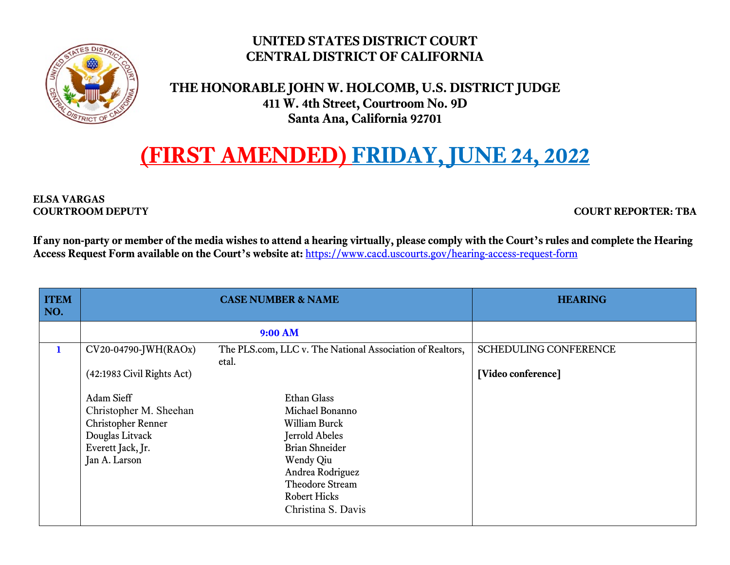# UNITED STATES DISTRICT COURT
# CENTRAL DISTRICT OF CALIFORNIA

## THE HONORABLE JOHN W. HOLCOMB, U.S. DISTRICT JUDGE
**411 W. 4th Street, Courtroom No. 9D**
**Santa Ana, California 92701**

# (FIRST AMENDED) FRIDAY, JUNE 24, 2022

**ELSA VARGAS**
**COURTROOM DEPUTY**

**COURT REPORTER: TBA**

**If any non-party or member of the media wishes to attend a hearing virtually, please comply with the Court's rules and complete the Hearing Access Request Form available on the Court's website at:** https://www.cacd.uscourts.gov/hearing-access-request-form

| ITEM NO. | CASE NUMBER & NAME | HEARING |
|---|---|---|
| | **9:00 AM** | |
| **1** | CV20-04790-JWH(RAOx) The PLS.com, LLC v. The National Association of Realtors, etal.<br><br>(42:1983 Civil Rights Act)<br><br>Adam Sieff<br>Christopher M. Sheehan<br>Christopher Renner<br>Douglas Litvack<br>Everett Jack, Jr.<br>Jan A. Larson<br><br>Ethan Glass<br>Michael Bonanno<br>William Burck<br>Jerrold Abeles<br>Brian Shneider<br>Wendy Qiu<br>Andrea Rodriguez<br>Theodore Stream<br>Robert Hicks<br>Christina S. Davis | SCHEDULING CONFERENCE<br><br>**[Video conference]** |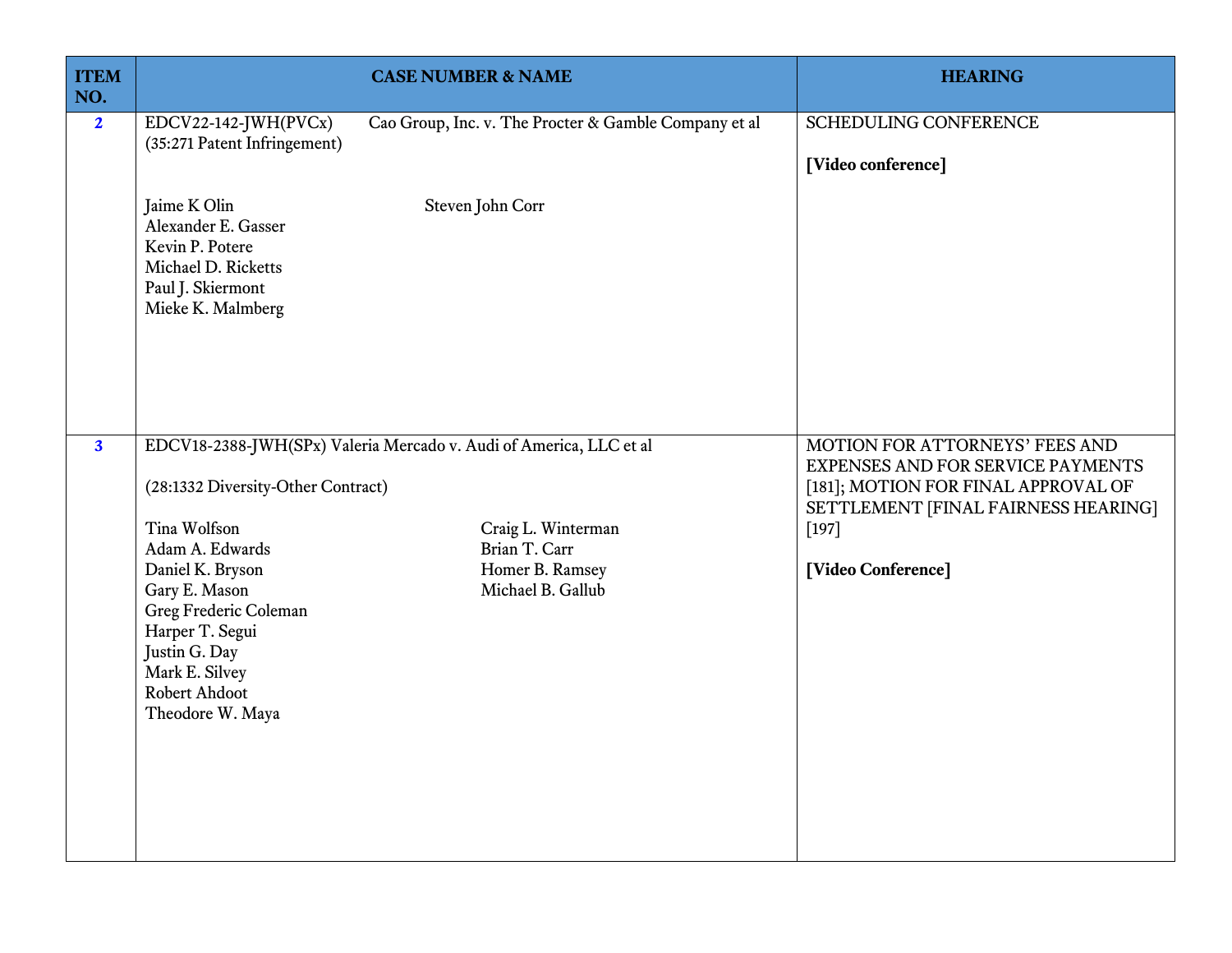| ITEM NO. | CASE NUMBER & NAME | HEARING |
|---|---|---|
| 2 | EDCV22-142-JWH(PVCx) Cao Group, Inc. v. The Procter & Gamble Company et al<br>(35:271 Patent Infringement)<br><br>Jaime K Olin<br>Alexander E. Gasser<br>Kevin P. Potere<br>Michael D. Ricketts<br>Paul J. Skiermont<br>Mieke K. Malmberg<br><br>Steven John Corr | SCHEDULING CONFERENCE<br><br>**[Video conference]** |
| 3 | EDCV18-2388-JWH(SPx) Valeria Mercado v. Audi of America, LLC et al<br><br>(28:1332 Diversity-Other Contract)<br><br>Tina Wolfson<br>Adam A. Edwards<br>Daniel K. Bryson<br>Gary E. Mason<br>Greg Frederic Coleman<br>Harper T. Segui<br>Justin G. Day<br>Mark E. Silvey<br>Robert Ahdoot<br>Theodore W. Maya<br><br>Craig L. Winterman<br>Brian T. Carr<br>Homer B. Ramsey<br>Michael B. Gallub | MOTION FOR ATTORNEYS' FEES AND EXPENSES AND FOR SERVICE PAYMENTS [181]; MOTION FOR FINAL APPROVAL OF SETTLEMENT [FINAL FAIRNESS HEARING] [197]<br><br>**[Video Conference]** |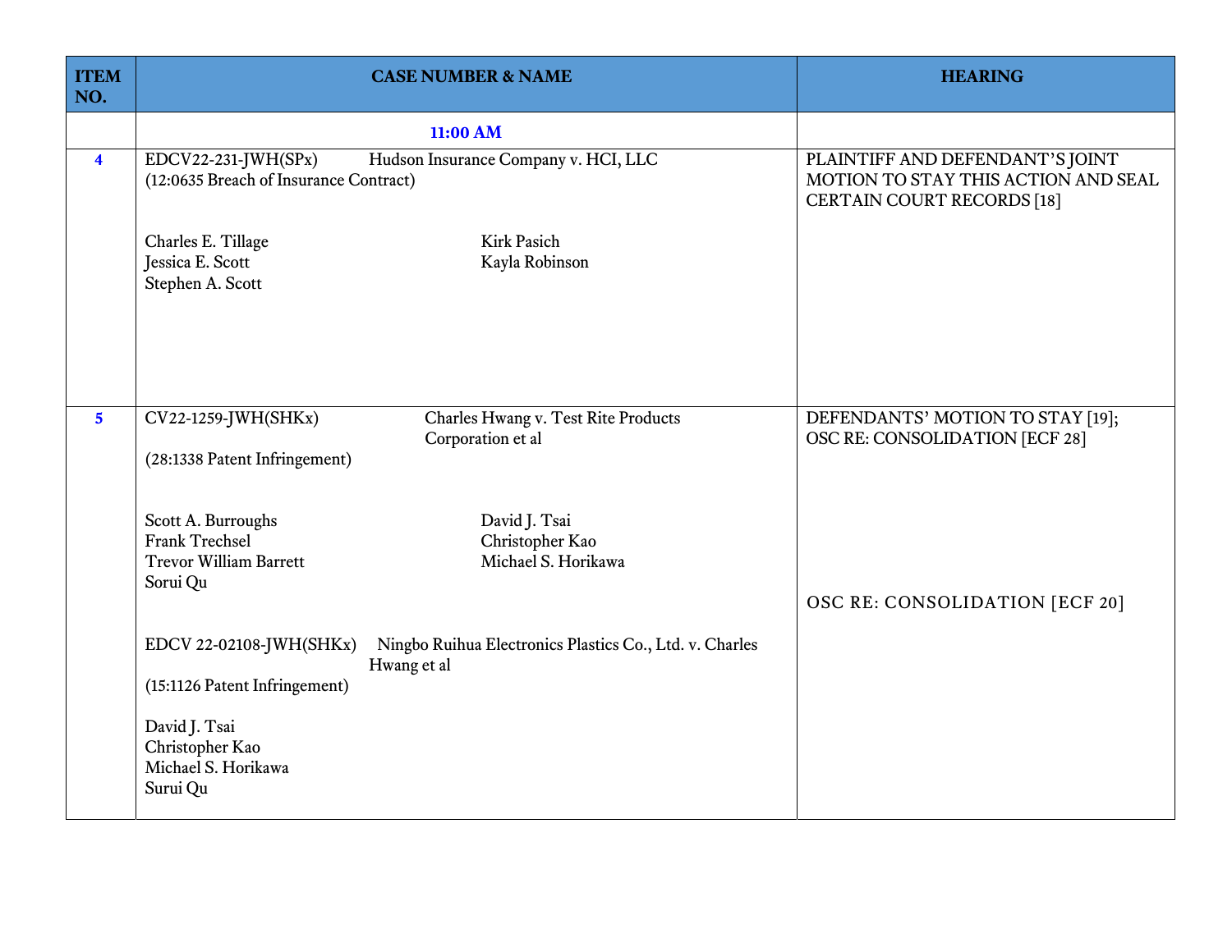| ITEM NO. | CASE NUMBER & NAME | HEARING |
| --- | --- | --- |
| | **11:00 AM** | |
| **4** | EDCV22-231-JWH(SPx) Hudson Insurance Company v. HCI, LLC<br>(12:0635 Breach of Insurance Contract)<br><br>Charles E. Tillage<br>Jessica E. Scott<br>Stephen A. Scott<br><br>Kirk Pasich<br>Kayla Robinson | PLAINTIFF AND DEFENDANT'S JOINT MOTION TO STAY THIS ACTION AND SEAL CERTAIN COURT RECORDS [18] |
| **5** | CV22-1259-JWH(SHKx) Charles Hwang v. Test Rite Products Corporation et al<br>(28:1338 Patent Infringement)<br><br>Scott A. Burroughs<br>Frank Trechsel<br>Trevor William Barrett<br>Sorui Qu<br><br>David J. Tsai<br>Christopher Kao<br>Michael S. Horikawa<br><br>EDCV 22-02108-JWH(SHKx) Ningbo Ruihua Electronics Plastics Co., Ltd. v. Charles Hwang et al<br>(15:1126 Patent Infringement)<br><br>David J. Tsai<br>Christopher Kao<br>Michael S. Horikawa<br>Surui Qu | DEFENDANTS' MOTION TO STAY [19];<br>OSC RE: CONSOLIDATION [ECF 28]<br><br>OSC RE: CONSOLIDATION [ECF 20] |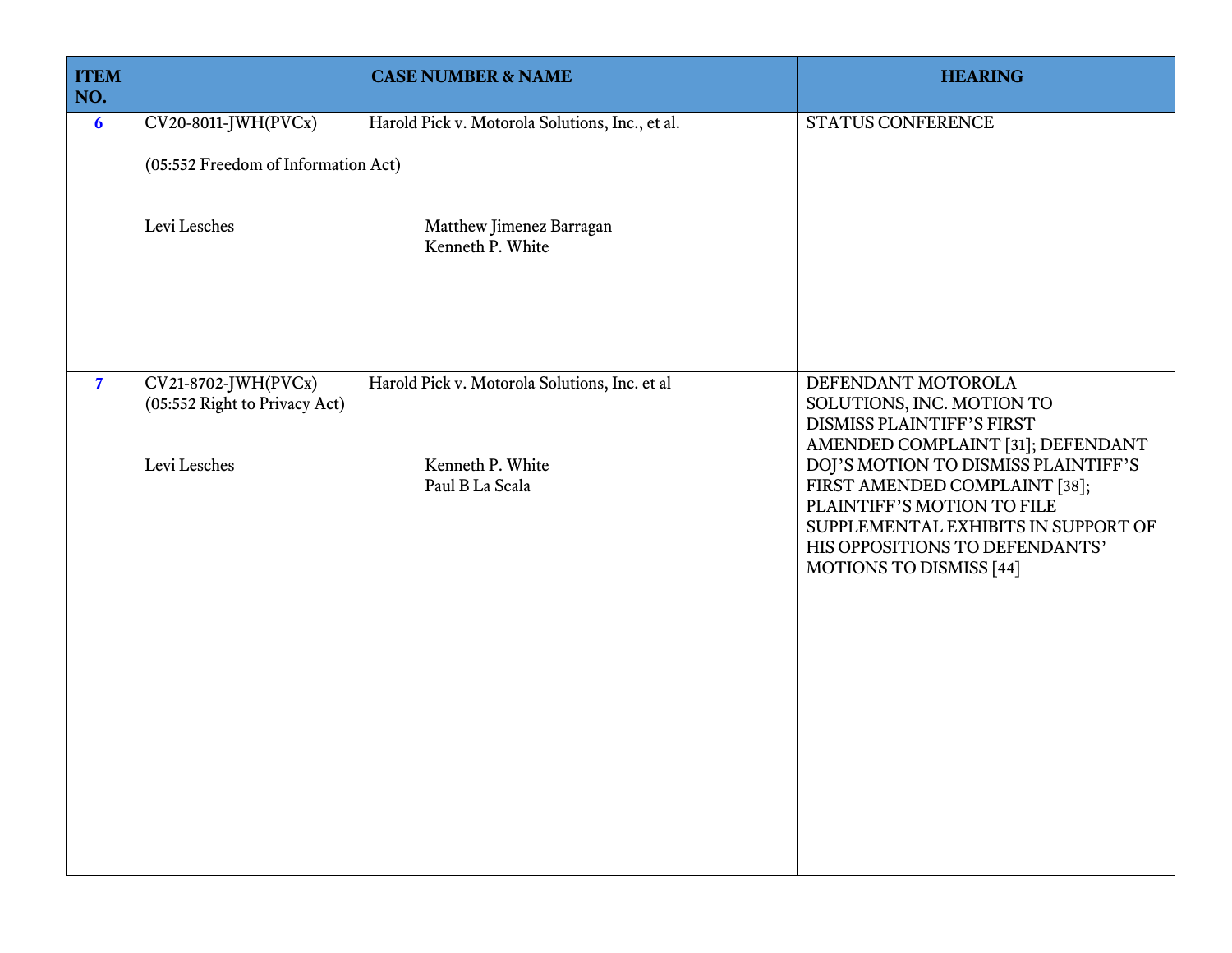| ITEM NO. | CASE NUMBER & NAME | HEARING |
|---|---|---|
| **6** | CV20-8011-JWH(PVCx) Harold Pick v. Motorola Solutions, Inc., et al.<br><br>(05:552 Freedom of Information Act)<br><br>Levi Lesches — Matthew Jimenez Barragan, Kenneth P. White | STATUS CONFERENCE |
| **7** | CV21-8702-JWH(PVCx) Harold Pick v. Motorola Solutions, Inc. et al<br>(05:552 Right to Privacy Act)<br><br>Levi Lesches — Kenneth P. White, Paul B La Scala | DEFENDANT MOTOROLA SOLUTIONS, INC. MOTION TO DISMISS PLAINTIFF'S FIRST AMENDED COMPLAINT [31]; DEFENDANT DOJ'S MOTION TO DISMISS PLAINTIFF'S FIRST AMENDED COMPLAINT [38]; PLAINTIFF'S MOTION TO FILE SUPPLEMENTAL EXHIBITS IN SUPPORT OF HIS OPPOSITIONS TO DEFENDANTS' MOTIONS TO DISMISS [44] |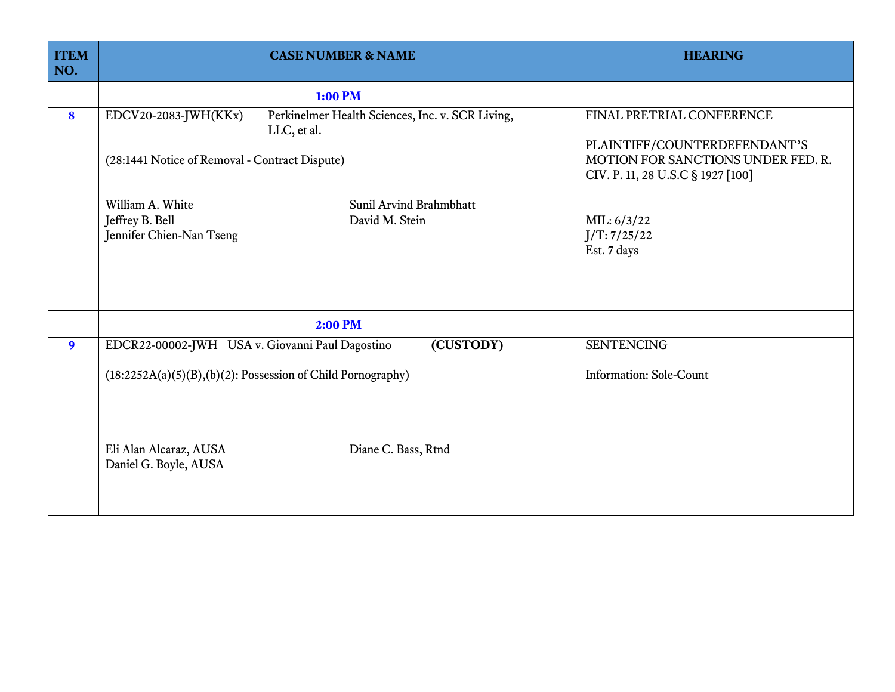| ITEM NO. | CASE NUMBER & NAME | HEARING |
|---|---|---|
| | **1:00 PM** | |
| **8** | EDCV20-2083-JWH(KKx) Perkinelmer Health Sciences, Inc. v. SCR Living, LLC, et al.<br><br>(28:1441 Notice of Removal - Contract Dispute)<br><br>William A. White<br>Jeffrey B. Bell<br>Jennifer Chien-Nan Tseng<br><br>Sunil Arvind Brahmbhatt<br>David M. Stein | FINAL PRETRIAL CONFERENCE<br><br>PLAINTIFF/COUNTERDEFENDANT'S MOTION FOR SANCTIONS UNDER FED. R. CIV. P. 11, 28 U.S.C § 1927 [100]<br><br>MIL: 6/3/22<br>J/T: 7/25/22<br>Est. 7 days |
| | **2:00 PM** | |
| **9** | EDCR22-00002-JWH USA v. Giovanni Paul Dagostino **(CUSTODY)**<br><br>(18:2252A(a)(5)(B),(b)(2): Possession of Child Pornography)<br><br>Eli Alan Alcaraz, AUSA<br>Daniel G. Boyle, AUSA<br><br>Diane C. Bass, Rtnd | SENTENCING<br><br>Information: Sole-Count |